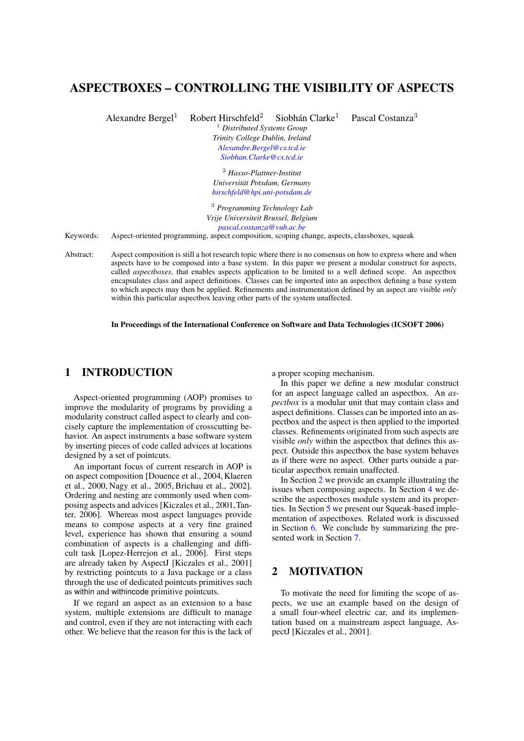# ASPECTBOXES – CONTROLLING THE VISIBILITY OF ASPECTS

Alexandre Bergel[1] Robert Hirschfeld[2] Siobhán Clarke[1] Pascal Costanza[3]

[1] *Distributed Systems Group*
*Trinity College Dublin, Ireland*
*Alexandre.Bergel@cs.tcd.ie*
*Siobhan.Clarke@cs.tcd.ie*

[2] *Hasso-Plattner-Institut*
*Universität Potsdam, Germany*
*hirschfeld@hpi.uni-potsdam.de*

[3] *Programming Technology Lab*
*Vrije Universiteit Brussel, Belgium*
*pascal.costanza@vub.ac.be*

Keywords: Aspect-oriented programming, aspect composition, scoping change, aspects, classboxes, squeak

Abstract: Aspect composition is still a hot research topic where there is no consensus on how to express where and when aspects have to be composed into a base system. In this paper we present a modular construct for aspects, called *aspectboxes*, that enables aspects application to be limited to a well defined scope. An aspectbox encapsulates class and aspect definitions. Classes can be imported into an aspectbox defining a base system to which aspects may then be applied. Refinements and instrumentation defined by an aspect are visible *only* within this particular aspectbox leaving other parts of the system unaffected.

**In Proceedings of the International Conference on Software and Data Technologies (ICSOFT 2006)**

## 1 INTRODUCTION

Aspect-oriented programming (AOP) promises to improve the modularity of programs by providing a modularity construct called aspect to clearly and concisely capture the implementation of crosscutting behavior. An aspect instruments a base software system by inserting pieces of code called advices at locations designed by a set of pointcuts.

An important focus of current research in AOP is on aspect composition [Douence et al., 2004, Klaeren et al., 2000, Nagy et al., 2005, Brichau et al., 2002]. Ordering and nesting are commonly used when composing aspects and advices [Kiczales et al., 2001, Tanter, 2006]. Whereas most aspect languages provide means to compose aspects at a very fine grained level, experience has shown that ensuring a sound combination of aspects is a challenging and difficult task [Lopez-Herrejon et al., 2006]. First steps are already taken by AspectJ [Kiczales et al., 2001] by restricting pointcuts to a Java package or a class through the use of dedicated pointcuts primitives such as within and withincode primitive pointcuts.

If we regard an aspect as an extension to a base system, multiple extensions are difficult to manage and control, even if they are not interacting with each other. We believe that the reason for this is the lack of a proper scoping mechanism.

In this paper we define a new modular construct for an aspect language called an aspectbox. An *aspectbox* is a modular unit that may contain class and aspect definitions. Classes can be imported into an aspectbox and the aspect is then applied to the imported classes. Refinements originated from such aspects are visible *only* within the aspectbox that defines this aspect. Outside this aspectbox the base system behaves as if there were no aspect. Other parts outside a particular aspectbox remain unaffected.

In Section 2 we provide an example illustrating the issues when composing aspects. In Section 4 we describe the aspectboxes module system and its properties. In Section 5 we present our Squeak-based implementation of aspectboxes. Related work is discussed in Section 6. We conclude by summarizing the presented work in Section 7.

## 2 MOTIVATION

To motivate the need for limiting the scope of aspects, we use an example based on the design of a small four-wheel electric car, and its implementation based on a mainstream aspect language, AspectJ [Kiczales et al., 2001].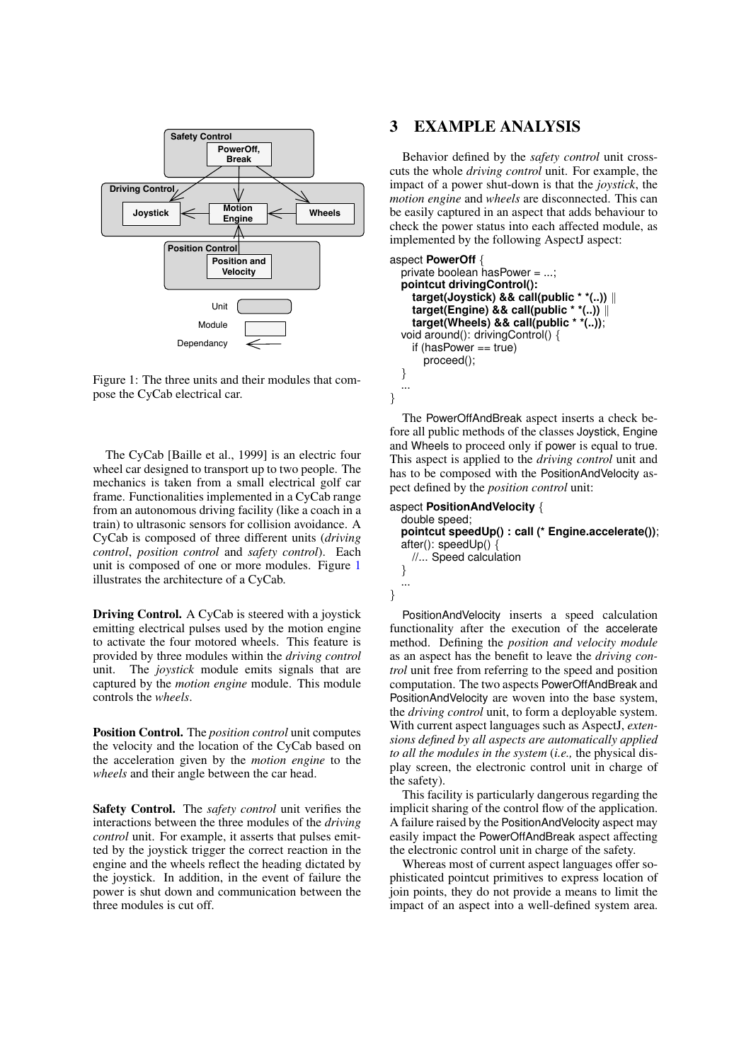Figure 1: The three units and their modules that compose the CyCab electrical car.

The CyCab [Baille et al., 1999] is an electric four wheel car designed to transport up to two people. The mechanics is taken from a small electrical golf car frame. Functionalities implemented in a CyCab range from an autonomous driving facility (like a coach in a train) to ultrasonic sensors for collision avoidance. A CyCab is composed of three different units (*driving control*, *position control* and *safety control*). Each unit is composed of one or more modules. Figure 1 illustrates the architecture of a CyCab.

**Driving Control.** A CyCab is steered with a joystick emitting electrical pulses used by the motion engine to activate the four motored wheels. This feature is provided by three modules within the *driving control* unit. The *joystick* module emits signals that are captured by the *motion engine* module. This module controls the *wheels*.

**Position Control.** The *position control* unit computes the velocity and the location of the CyCab based on the acceleration given by the *motion engine* to the *wheels* and their angle between the car head.

**Safety Control.** The *safety control* unit verifies the interactions between the three modules of the *driving control* unit. For example, it asserts that pulses emitted by the joystick trigger the correct reaction in the engine and the wheels reflect the heading dictated by the joystick. In addition, in the event of failure the power is shut down and communication between the three modules is cut off.

# 3 EXAMPLE ANALYSIS

Behavior defined by the *safety control* unit crosscuts the whole *driving control* unit. For example, the impact of a power shut-down is that the *joystick*, the *motion engine* and *wheels* are disconnected. This can be easily captured in an aspect that adds behaviour to check the power status into each affected module, as implemented by the following AspectJ aspect:

```
aspect PowerOff {
  private boolean hasPower = ...;
  pointcut drivingControl():
    target(Joystick) && call(public * *(..)) ||
    target(Engine) && call(public * *(..)) ||
    target(Wheels) && call(public * *(..));
  void around(): drivingControl() {
    if (hasPower == true)
      proceed();
  }
  ...
}
```

The PowerOffAndBreak aspect inserts a check before all public methods of the classes Joystick, Engine and Wheels to proceed only if power is equal to true. This aspect is applied to the *driving control* unit and has to be composed with the PositionAndVelocity aspect defined by the *position control* unit:

```
aspect PositionAndVelocity {
  double speed;
  pointcut speedUp() : call (* Engine.accelerate());
  after(): speedUp() {
    //... Speed calculation
  }
  ...
}
```

PositionAndVelocity inserts a speed calculation functionality after the execution of the accelerate method. Defining the *position and velocity module* as an aspect has the benefit to leave the *driving control* unit free from referring to the speed and position computation. The two aspects PowerOffAndBreak and PositionAndVelocity are woven into the base system, the *driving control* unit, to form a deployable system. With current aspect languages such as AspectJ, *extensions defined by all aspects are automatically applied to all the modules in the system* (*i.e.,* the physical display screen, the electronic control unit in charge of the safety).

This facility is particularly dangerous regarding the implicit sharing of the control flow of the application. A failure raised by the PositionAndVelocity aspect may easily impact the PowerOffAndBreak aspect affecting the electronic control unit in charge of the safety.

Whereas most of current aspect languages offer sophisticated pointcut primitives to express location of join points, they do not provide a means to limit the impact of an aspect into a well-defined system area.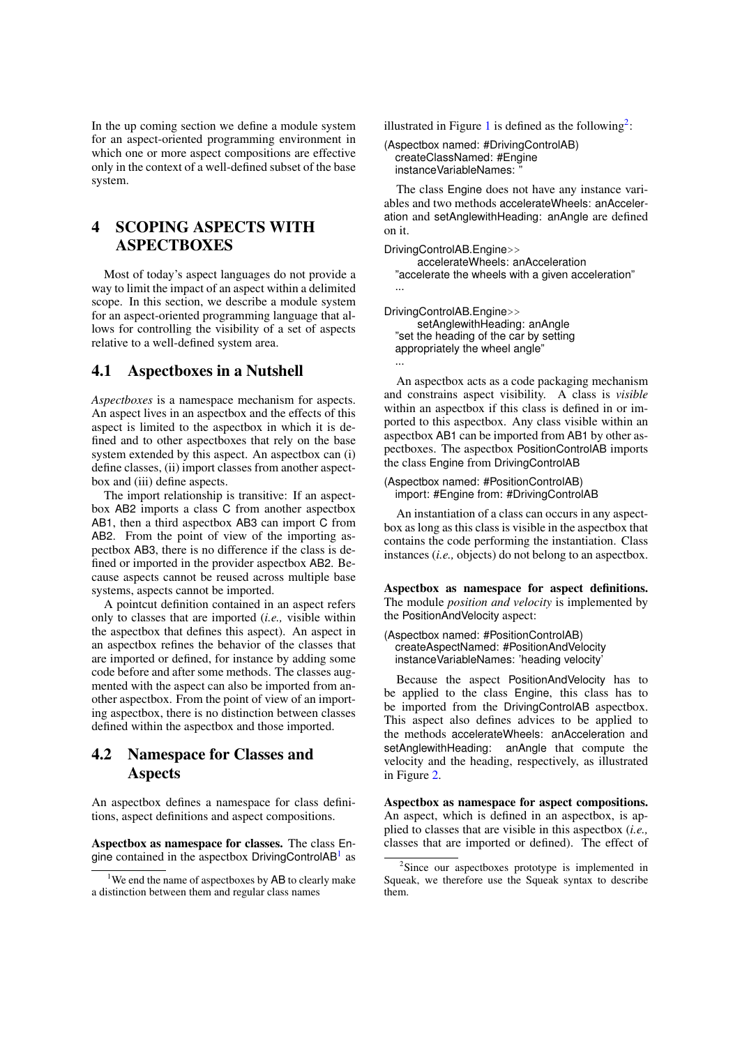In the up coming section we define a module system for an aspect-oriented programming environment in which one or more aspect compositions are effective only in the context of a well-defined subset of the base system.

# 4 SCOPING ASPECTS WITH ASPECTBOXES

Most of today's aspect languages do not provide a way to limit the impact of an aspect within a delimited scope. In this section, we describe a module system for an aspect-oriented programming language that allows for controlling the visibility of a set of aspects relative to a well-defined system area.

## 4.1 Aspectboxes in a Nutshell

*Aspectboxes* is a namespace mechanism for aspects. An aspect lives in an aspectbox and the effects of this aspect is limited to the aspectbox in which it is defined and to other aspectboxes that rely on the base system extended by this aspect. An aspectbox can (i) define classes, (ii) import classes from another aspectbox and (iii) define aspects.

The import relationship is transitive: If an aspectbox AB2 imports a class C from another aspectbox AB1, then a third aspectbox AB3 can import C from AB2. From the point of view of the importing aspectbox AB3, there is no difference if the class is defined or imported in the provider aspectbox AB2. Because aspects cannot be reused across multiple base systems, aspects cannot be imported.

A pointcut definition contained in an aspect refers only to classes that are imported (*i.e.,* visible within the aspectbox that defines this aspect). An aspect in an aspectbox refines the behavior of the classes that are imported or defined, for instance by adding some code before and after some methods. The classes augmented with the aspect can also be imported from another aspectbox. From the point of view of an importing aspectbox, there is no distinction between classes defined within the aspectbox and those imported.

## 4.2 Namespace for Classes and Aspects

An aspectbox defines a namespace for class definitions, aspect definitions and aspect compositions.

**Aspectbox as namespace for classes.** The class Engine contained in the aspectbox DrivingControlAB[1] as illustrated in Figure 1 is defined as the following[2]:

```
(Aspectbox named: #DrivingControlAB)
  createClassNamed: #Engine
  instanceVariableNames: ''
```

The class Engine does not have any instance variables and two methods accelerateWheels: anAcceleration and setAnglewithHeading: anAngle are defined on it.

```
DrivingControlAB.Engine>>
      accelerateWheels: anAcceleration
  "accelerate the wheels with a given acceleration"
  ...

DrivingControlAB.Engine>>
      setAnglewithHeading: anAngle
  "set the heading of the car by setting
  appropriately the wheel angle"
  ...
```

An aspectbox acts as a code packaging mechanism and constrains aspect visibility. A class is *visible* within an aspectbox if this class is defined in or imported to this aspectbox. Any class visible within an aspectbox AB1 can be imported from AB1 by other aspectboxes. The aspectbox PositionControlAB imports the class Engine from DrivingControlAB

```
(Aspectbox named: #PositionControlAB)
  import: #Engine from: #DrivingControlAB
```

An instantiation of a class can occurs in any aspectbox as long as this class is visible in the aspectbox that contains the code performing the instantiation. Class instances (*i.e.,* objects) do not belong to an aspectbox.

**Aspectbox as namespace for aspect definitions.** The module *position and velocity* is implemented by the PositionAndVelocity aspect:

```
(Aspectbox named: #PositionControlAB)
  createAspectNamed: #PositionAndVelocity
  instanceVariableNames: 'heading velocity'
```

Because the aspect PositionAndVelocity has to be applied to the class Engine, this class has to be imported from the DrivingControlAB aspectbox. This aspect also defines advices to be applied to the methods accelerateWheels: anAcceleration and setAnglewithHeading: anAngle that compute the velocity and the heading, respectively, as illustrated in Figure 2.

**Aspectbox as namespace for aspect compositions.** An aspect, which is defined in an aspectbox, is applied to classes that are visible in this aspectbox (*i.e.,* classes that are imported or defined). The effect of

[1] We end the name of aspectboxes by AB to clearly make a distinction between them and regular class names

[2] Since our aspectboxes prototype is implemented in Squeak, we therefore use the Squeak syntax to describe them.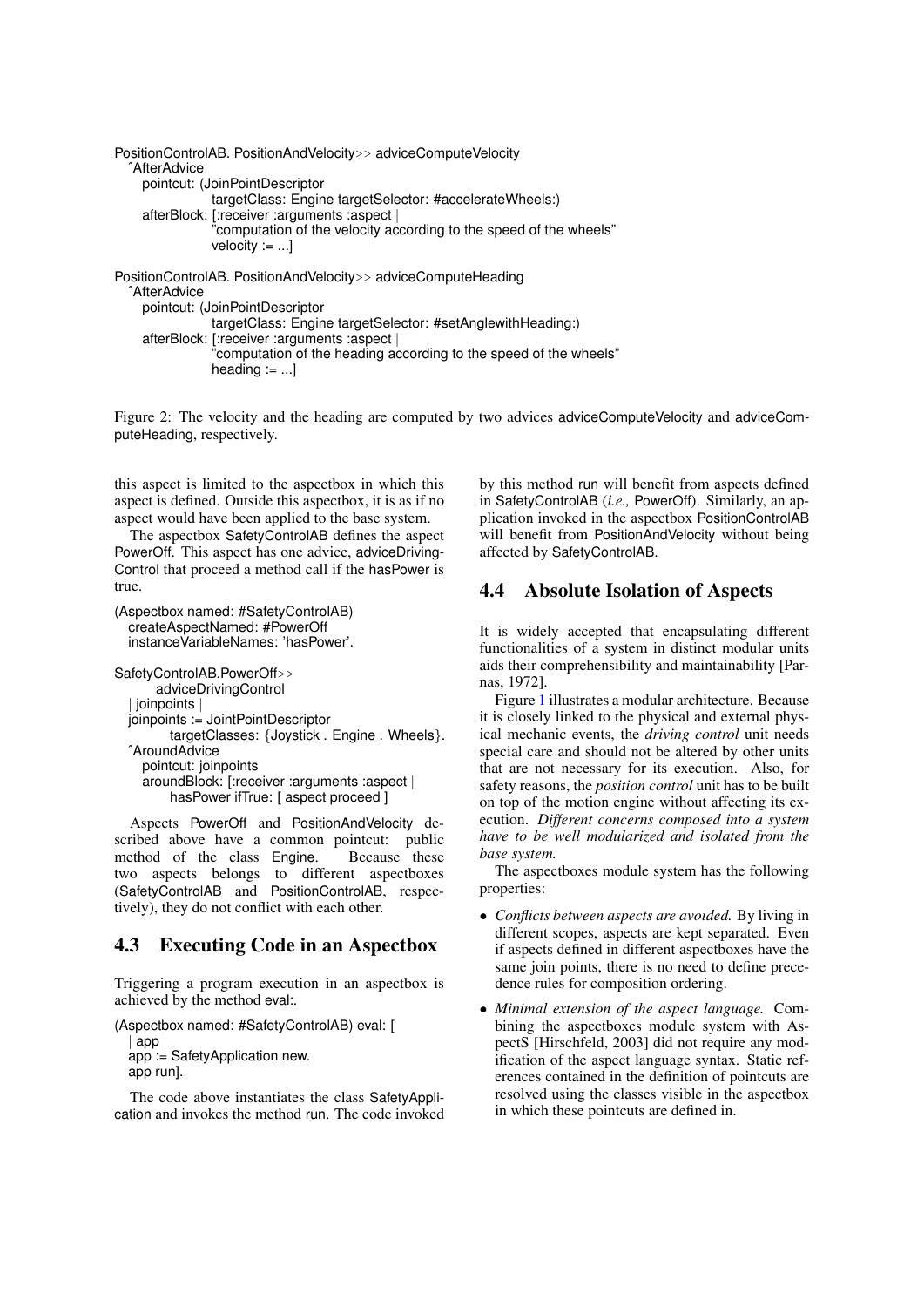```
PositionControlAB. PositionAndVelocity>> adviceComputeVelocity
  ^AfterAdvice
    pointcut: (JoinPointDescriptor
                targetClass: Engine targetSelector: #accelerateWheels:)
    afterBlock: [:receiver :arguments :aspect |
                "computation of the velocity according to the speed of the wheels"
                velocity := ...]

PositionControlAB. PositionAndVelocity>> adviceComputeHeading
  ^AfterAdvice
    pointcut: (JoinPointDescriptor
                targetClass: Engine targetSelector: #setAnglewithHeading:)
    afterBlock: [:receiver :arguments :aspect |
                "computation of the heading according to the speed of the wheels"
                heading := ...]
```

Figure 2: The velocity and the heading are computed by two advices adviceComputeVelocity and adviceComputeHeading, respectively.

this aspect is limited to the aspectbox in which this aspect is defined. Outside this aspectbox, it is as if no aspect would have been applied to the base system.

The aspectbox SafetyControlAB defines the aspect PowerOff. This aspect has one advice, adviceDrivingControl that proceed a method call if the hasPower is true.

```
(Aspectbox named: #SafetyControlAB)
  createAspectNamed: #PowerOff
  instanceVariableNames: 'hasPower'.

SafetyControlAB.PowerOff>>
      adviceDrivingControl
  | joinpoints |
  joinpoints := JointPointDescriptor
        targetClasses: {Joystick . Engine . Wheels}.
  ^AroundAdvice
    pointcut: joinpoints
    aroundBlock: [:receiver :arguments :aspect |
        hasPower ifTrue: [ aspect proceed ]
```

Aspects PowerOff and PositionAndVelocity described above have a common pointcut: public method of the class Engine. Because these two aspects belongs to different aspectboxes (SafetyControlAB and PositionControlAB, respectively), they do not conflict with each other.

## 4.3 Executing Code in an Aspectbox

Triggering a program execution in an aspectbox is achieved by the method eval:.

```
(Aspectbox named: #SafetyControlAB) eval: [
  | app |
  app := SafetyApplication new.
  app run].
```

The code above instantiates the class SafetyApplication and invokes the method run. The code invoked by this method run will benefit from aspects defined in SafetyControlAB (*i.e.,* PowerOff). Similarly, an application invoked in the aspectbox PositionControlAB will benefit from PositionAndVelocity without being affected by SafetyControlAB.

## 4.4 Absolute Isolation of Aspects

It is widely accepted that encapsulating different functionalities of a system in distinct modular units aids their comprehensibility and maintainability [Parnas, 1972].

Figure 1 illustrates a modular architecture. Because it is closely linked to the physical and external physical mechanic events, the *driving control* unit needs special care and should not be altered by other units that are not necessary for its execution. Also, for safety reasons, the *position control* unit has to be built on top of the motion engine without affecting its execution. *Different concerns composed into a system have to be well modularized and isolated from the base system.*

The aspectboxes module system has the following properties:

- *Conflicts between aspects are avoided.* By living in different scopes, aspects are kept separated. Even if aspects defined in different aspectboxes have the same join points, there is no need to define precedence rules for composition ordering.
- *Minimal extension of the aspect language.* Combining the aspectboxes module system with AspectS [Hirschfeld, 2003] did not require any modification of the aspect language syntax. Static references contained in the definition of pointcuts are resolved using the classes visible in the aspectbox in which these pointcuts are defined in.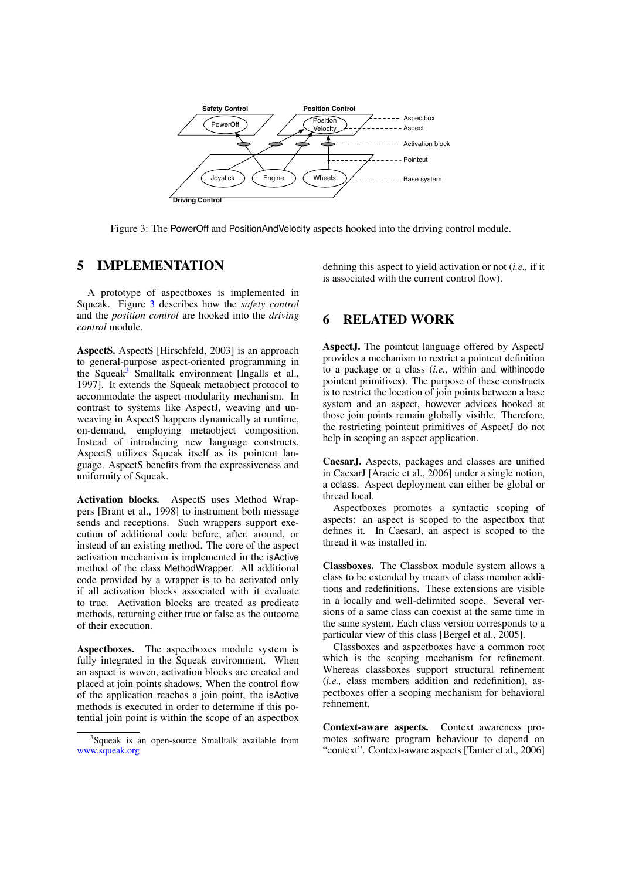Figure 3: The PowerOff and PositionAndVelocity aspects hooked into the driving control module.

## 5 IMPLEMENTATION

A prototype of aspectboxes is implemented in Squeak. Figure 3 describes how the *safety control* and the *position control* are hooked into the *driving control* module.

**AspectS.** AspectS [Hirschfeld, 2003] is an approach to general-purpose aspect-oriented programming in the Squeak[3] Smalltalk environment [Ingalls et al., 1997]. It extends the Squeak metaobject protocol to accommodate the aspect modularity mechanism. In contrast to systems like AspectJ, weaving and unweaving in AspectS happens dynamically at runtime, on-demand, employing metaobject composition. Instead of introducing new language constructs, AspectS utilizes Squeak itself as its pointcut language. AspectS benefits from the expressiveness and uniformity of Squeak.

**Activation blocks.** AspectS uses Method Wrappers [Brant et al., 1998] to instrument both message sends and receptions. Such wrappers support execution of additional code before, after, around, or instead of an existing method. The core of the aspect activation mechanism is implemented in the isActive method of the class MethodWrapper. All additional code provided by a wrapper is to be activated only if all activation blocks associated with it evaluate to true. Activation blocks are treated as predicate methods, returning either true or false as the outcome of their execution.

**Aspectboxes.** The aspectboxes module system is fully integrated in the Squeak environment. When an aspect is woven, activation blocks are created and placed at join points shadows. When the control flow of the application reaches a join point, the isActive methods is executed in order to determine if this potential join point is within the scope of an aspectbox defining this aspect to yield activation or not (*i.e.,* if it is associated with the current control flow).

[3] Squeak is an open-source Smalltalk available from www.squeak.org

## 6 RELATED WORK

**AspectJ.** The pointcut language offered by AspectJ provides a mechanism to restrict a pointcut definition to a package or a class (*i.e.,* within and withincode pointcut primitives). The purpose of these constructs is to restrict the location of join points between a base system and an aspect, however advices hooked at those join points remain globally visible. Therefore, the restricting pointcut primitives of AspectJ do not help in scoping an aspect application.

**CaesarJ.** Aspects, packages and classes are unified in CaesarJ [Aracic et al., 2006] under a single notion, a cclass. Aspect deployment can either be global or thread local.

Aspectboxes promotes a syntactic scoping of aspects: an aspect is scoped to the aspectbox that defines it. In CaesarJ, an aspect is scoped to the thread it was installed in.

**Classboxes.** The Classbox module system allows a class to be extended by means of class member additions and redefinitions. These extensions are visible in a locally and well-delimited scope. Several versions of a same class can coexist at the same time in the same system. Each class version corresponds to a particular view of this class [Bergel et al., 2005].

Classboxes and aspectboxes have a common root which is the scoping mechanism for refinement. Whereas classboxes support structural refinement (*i.e.,* class members addition and redefinition), aspectboxes offer a scoping mechanism for behavioral refinement.

**Context-aware aspects.** Context awareness promotes software program behaviour to depend on "context". Context-aware aspects [Tanter et al., 2006]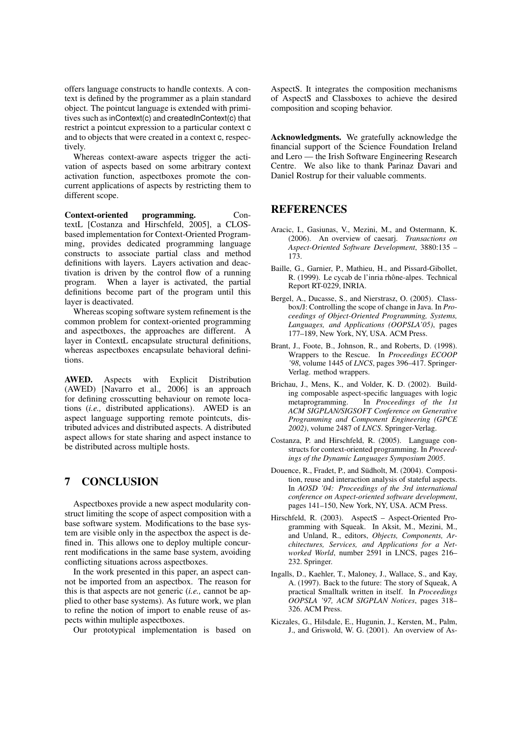offers language constructs to handle contexts. A context is defined by the programmer as a plain standard object. The pointcut language is extended with primitives such as inContext(c) and createdInContext(c) that restrict a pointcut expression to a particular context c and to objects that were created in a context c, respectively.

Whereas context-aware aspects trigger the activation of aspects based on some arbitrary context activation function, aspectboxes promote the concurrent applications of aspects by restricting them to different scope.

**Context-oriented programming.** ContextL [Costanza and Hirschfeld, 2005], a CLOS-based implementation for Context-Oriented Programming, provides dedicated programming language constructs to associate partial class and method definitions with layers. Layers activation and deactivation is driven by the control flow of a running program. When a layer is activated, the partial definitions become part of the program until this layer is deactivated.

Whereas scoping software system refinement is the common problem for context-oriented programming and aspectboxes, the approaches are different. A layer in ContextL encapsulate structural definitions, whereas aspectboxes encapsulate behavioral definitions.

**AWED.** Aspects with Explicit Distribution (AWED) [Navarro et al., 2006] is an approach for defining crosscutting behaviour on remote locations (*i.e.,* distributed applications). AWED is an aspect language supporting remote pointcuts, distributed advices and distributed aspects. A distributed aspect allows for state sharing and aspect instance to be distributed across multiple hosts.

# 7 CONCLUSION

Aspectboxes provide a new aspect modularity construct limiting the scope of aspect composition with a base software system. Modifications to the base system are visible only in the aspectbox the aspect is defined in. This allows one to deploy multiple concurrent modifications in the same base system, avoiding conflicting situations across aspectboxes.

In the work presented in this paper, an aspect cannot be imported from an aspectbox. The reason for this is that aspects are not generic (*i.e.,* cannot be applied to other base systems). As future work, we plan to refine the notion of import to enable reuse of aspects within multiple aspectboxes.

Our prototypical implementation is based on AspectS. It integrates the composition mechanisms of AspectS and Classboxes to achieve the desired composition and scoping behavior.

**Acknowledgments.** We gratefully acknowledge the financial support of the Science Foundation Ireland and Lero — the Irish Software Engineering Research Centre. We also like to thank Parinaz Davari and Daniel Rostrup for their valuable comments.

# REFERENCES

Aracic, I., Gasiunas, V., Mezini, M., and Ostermann, K. (2006). An overview of caesarj. *Transactions on Aspect-Oriented Software Development*, 3880:135 – 173.

Baille, G., Garnier, P., Mathieu, H., and Pissard-Gibollet, R. (1999). Le cycab de l'inria rhône-alpes. Technical Report RT-0229, INRIA.

Bergel, A., Ducasse, S., and Nierstrasz, O. (2005). Classbox/J: Controlling the scope of change in Java. In *Proceedings of Object-Oriented Programming, Systems, Languages, and Applications (OOPSLA'05)*, pages 177–189, New York, NY, USA. ACM Press.

Brant, J., Foote, B., Johnson, R., and Roberts, D. (1998). Wrappers to the Rescue. In *Proceedings ECOOP '98*, volume 1445 of *LNCS*, pages 396–417. Springer-Verlag. method wrappers.

Brichau, J., Mens, K., and Volder, K. D. (2002). Building composable aspect-specific languages with logic metaprogramming. In *Proceedings of the 1st ACM SIGPLAN/SIGSOFT Conference on Generative Programming and Component Engineering (GPCE 2002)*, volume 2487 of *LNCS*. Springer-Verlag.

Costanza, P. and Hirschfeld, R. (2005). Language constructs for context-oriented programming. In *Proceedings of the Dynamic Languages Symposium 2005*.

Douence, R., Fradet, P., and Südholt, M. (2004). Composition, reuse and interaction analysis of stateful aspects. In *AOSD '04: Proceedings of the 3rd international conference on Aspect-oriented software development*, pages 141–150, New York, NY, USA. ACM Press.

Hirschfeld, R. (2003). AspectS – Aspect-Oriented Programming with Squeak. In Aksit, M., Mezini, M., and Unland, R., editors, *Objects, Components, Architectures, Services, and Applications for a Networked World*, number 2591 in LNCS, pages 216–232. Springer.

Ingalls, D., Kaehler, T., Maloney, J., Wallace, S., and Kay, A. (1997). Back to the future: The story of Squeak, A practical Smalltalk written in itself. In *Proceedings OOPSLA '97, ACM SIGPLAN Notices*, pages 318–326. ACM Press.

Kiczales, G., Hilsdale, E., Hugunin, J., Kersten, M., Palm, J., and Griswold, W. G. (2001). An overview of As-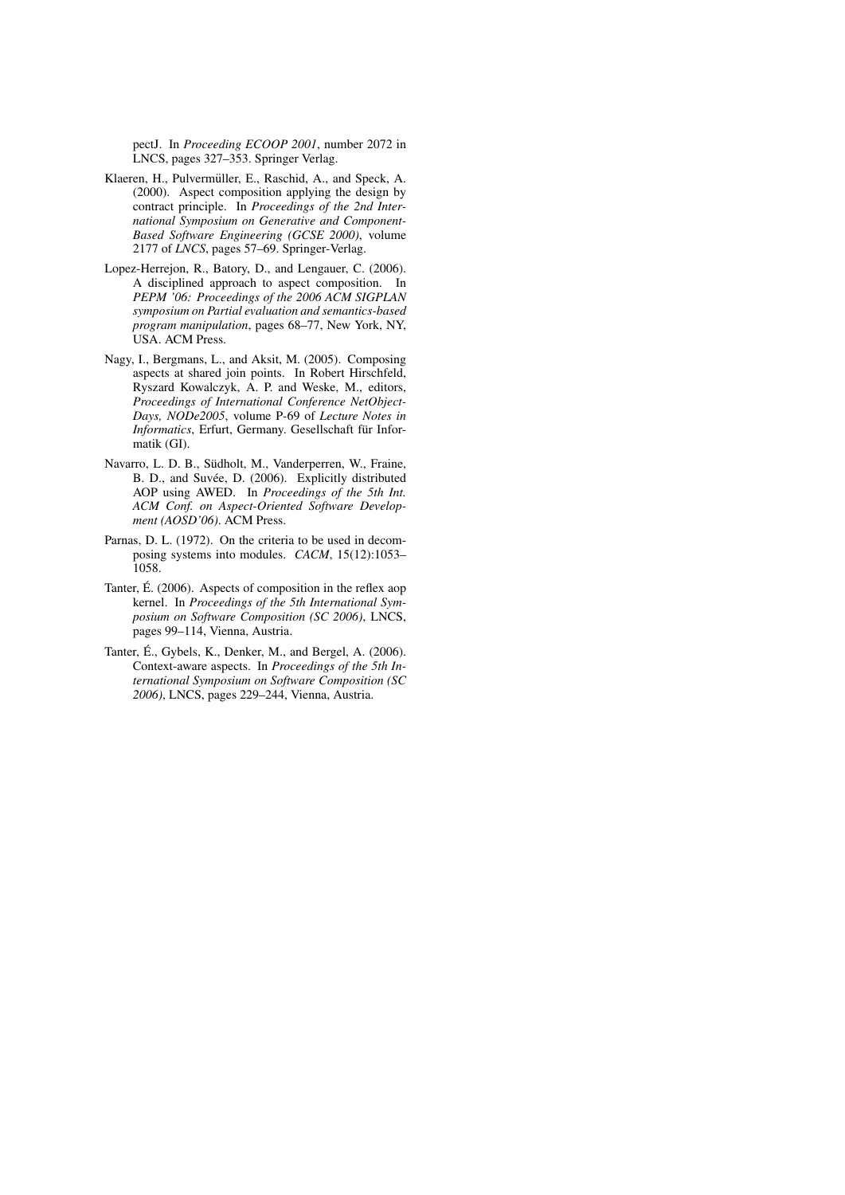pectJ. In *Proceeding ECOOP 2001*, number 2072 in LNCS, pages 327–353. Springer Verlag.

Klaeren, H., Pulvermüller, E., Raschid, A., and Speck, A. (2000). Aspect composition applying the design by contract principle. In *Proceedings of the 2nd International Symposium on Generative and Component-Based Software Engineering (GCSE 2000)*, volume 2177 of *LNCS*, pages 57–69. Springer-Verlag.

Lopez-Herrejon, R., Batory, D., and Lengauer, C. (2006). A disciplined approach to aspect composition. In *PEPM '06: Proceedings of the 2006 ACM SIGPLAN symposium on Partial evaluation and semantics-based program manipulation*, pages 68–77, New York, NY, USA. ACM Press.

Nagy, I., Bergmans, L., and Aksit, M. (2005). Composing aspects at shared join points. In Robert Hirschfeld, Ryszard Kowalczyk, A. P. and Weske, M., editors, *Proceedings of International Conference NetObjectDays, NODe2005*, volume P-69 of *Lecture Notes in Informatics*, Erfurt, Germany. Gesellschaft für Informatik (GI).

Navarro, L. D. B., Südholt, M., Vanderperren, W., Fraine, B. D., and Suvée, D. (2006). Explicitly distributed AOP using AWED. In *Proceedings of the 5th Int. ACM Conf. on Aspect-Oriented Software Development (AOSD'06)*. ACM Press.

Parnas, D. L. (1972). On the criteria to be used in decomposing systems into modules. *CACM*, 15(12):1053–1058.

Tanter, É. (2006). Aspects of composition in the reflex aop kernel. In *Proceedings of the 5th International Symposium on Software Composition (SC 2006)*, LNCS, pages 99–114, Vienna, Austria.

Tanter, É., Gybels, K., Denker, M., and Bergel, A. (2006). Context-aware aspects. In *Proceedings of the 5th International Symposium on Software Composition (SC 2006)*, LNCS, pages 229–244, Vienna, Austria.